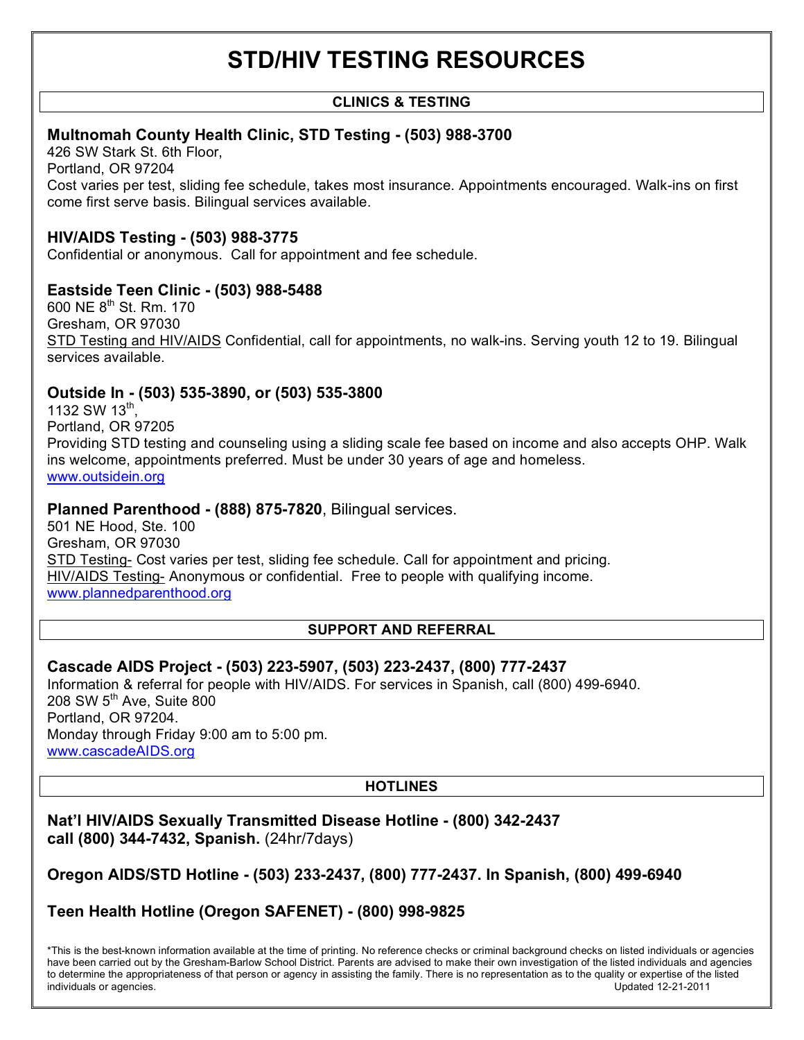# STD/HIV TESTING RESOURCES

## CLINICS & TESTING

### Multnomah County Health Clinic, STD Testing - (503) 988-3700

426 SW Stark St. 6th Floor,
Portland, OR 97204
Cost varies per test, sliding fee schedule, takes most insurance. Appointments encouraged. Walk-ins on first come first serve basis. Bilingual services available.

### HIV/AIDS Testing - (503) 988-3775

Confidential or anonymous. Call for appointment and fee schedule.

### Eastside Teen Clinic - (503) 988-5488

600 NE 8th St. Rm. 170
Gresham, OR 97030
STD Testing and HIV/AIDS Confidential, call for appointments, no walk-ins. Serving youth 12 to 19. Bilingual services available.

### Outside In - (503) 535-3890, or (503) 535-3800

1132 SW 13th,
Portland, OR 97205
Providing STD testing and counseling using a sliding scale fee based on income and also accepts OHP. Walk ins welcome, appointments preferred. Must be under 30 years of age and homeless.
www.outsidein.org

### Planned Parenthood - (888) 875-7820, Bilingual services.

501 NE Hood, Ste. 100
Gresham, OR 97030
STD Testing- Cost varies per test, sliding fee schedule. Call for appointment and pricing.
HIV/AIDS Testing- Anonymous or confidential. Free to people with qualifying income.
www.plannedparenthood.org

## SUPPORT AND REFERRAL

### Cascade AIDS Project - (503) 223-5907, (503) 223-2437, (800) 777-2437

Information & referral for people with HIV/AIDS. For services in Spanish, call (800) 499-6940.
208 SW 5th Ave, Suite 800
Portland, OR 97204.
Monday through Friday 9:00 am to 5:00 pm.
www.cascadeAIDS.org

## HOTLINES

### Nat'l HIV/AIDS Sexually Transmitted Disease Hotline - (800) 342-2437 call (800) 344-7432, Spanish. (24hr/7days)

### Oregon AIDS/STD Hotline - (503) 233-2437, (800) 777-2437. In Spanish, (800) 499-6940

### Teen Health Hotline (Oregon SAFENET) - (800) 998-9825

*This is the best-known information available at the time of printing. No reference checks or criminal background checks on listed individuals or agencies have been carried out by the Gresham-Barlow School District. Parents are advised to make their own investigation of the listed individuals and agencies to determine the appropriateness of that person or agency in assisting the family. There is no representation as to the quality or expertise of the listed individuals or agencies. Updated 12-21-2011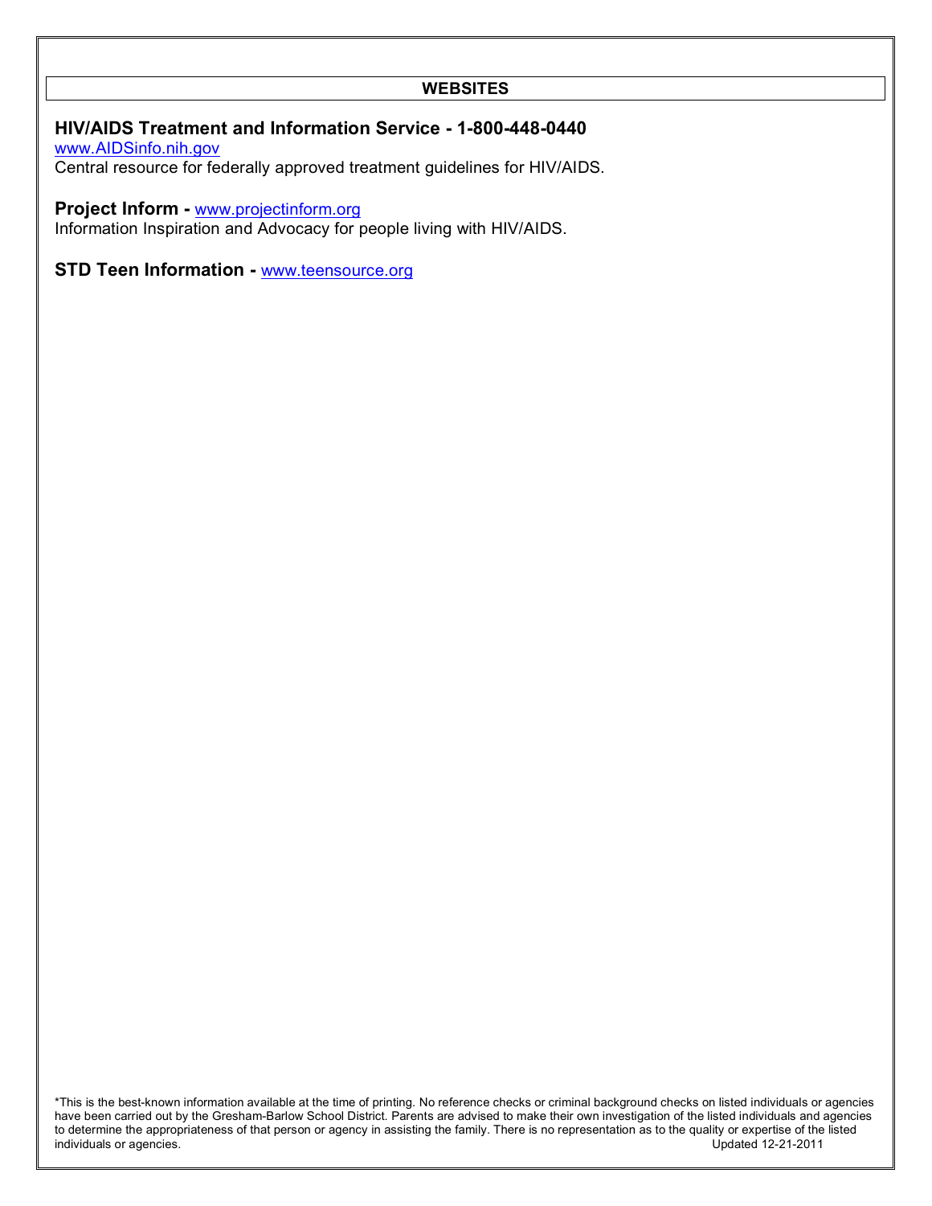## WEBSITES

**HIV/AIDS Treatment and Information Service - 1-800-448-0440**
www.AIDSinfo.nih.gov
Central resource for federally approved treatment guidelines for HIV/AIDS.

**Project Inform -** www.projectinform.org
Information Inspiration and Advocacy for people living with HIV/AIDS.

**STD Teen Information -** www.teensource.org

*This is the best-known information available at the time of printing. No reference checks or criminal background checks on listed individuals or agencies have been carried out by the Gresham-Barlow School District. Parents are advised to make their own investigation of the listed individuals and agencies to determine the appropriateness of that person or agency in assisting the family. There is no representation as to the quality or expertise of the listed individuals or agencies. Updated 12-21-2011